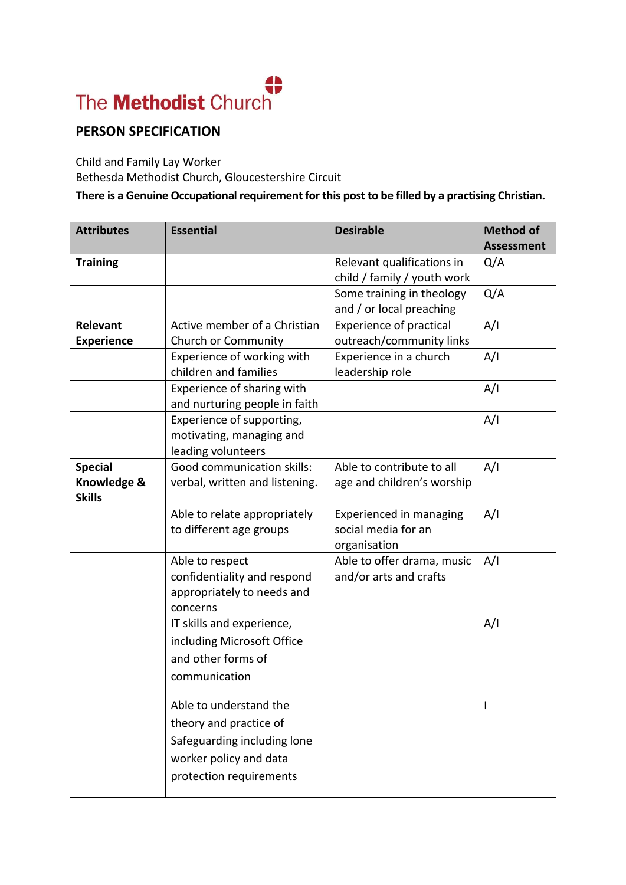The Methodist Church

# PERSON SPECIFICATION

Child and Family Lay Worker
Bethesda Methodist Church, Gloucestershire Circuit

**There is a Genuine Occupational requirement for this post to be filled by a practising Christian.**

| Attributes | Essential | Desirable | Method of Assessment |
|---|---|---|---|
| **Training** | | Relevant qualifications in child / family / youth work | Q/A |
| | | Some training in theology and / or local preaching | Q/A |
| **Relevant Experience** | Active member of a Christian Church or Community | Experience of practical outreach/community links | A/I |
| | Experience of working with children and families | Experience in a church leadership role | A/I |
| | Experience of sharing with and nurturing people in faith | | A/I |
| | Experience of supporting, motivating, managing and leading volunteers | | A/I |
| **Special Knowledge & Skills** | Good communication skills: verbal, written and listening. | Able to contribute to all age and children's worship | A/I |
| | Able to relate appropriately to different age groups | Experienced in managing social media for an organisation | A/I |
| | Able to respect confidentiality and respond appropriately to needs and concerns | Able to offer drama, music and/or arts and crafts | A/I |
| | IT skills and experience, including Microsoft Office and other forms of communication | | A/I |
| | Able to understand the theory and practice of Safeguarding including lone worker policy and data protection requirements | | I |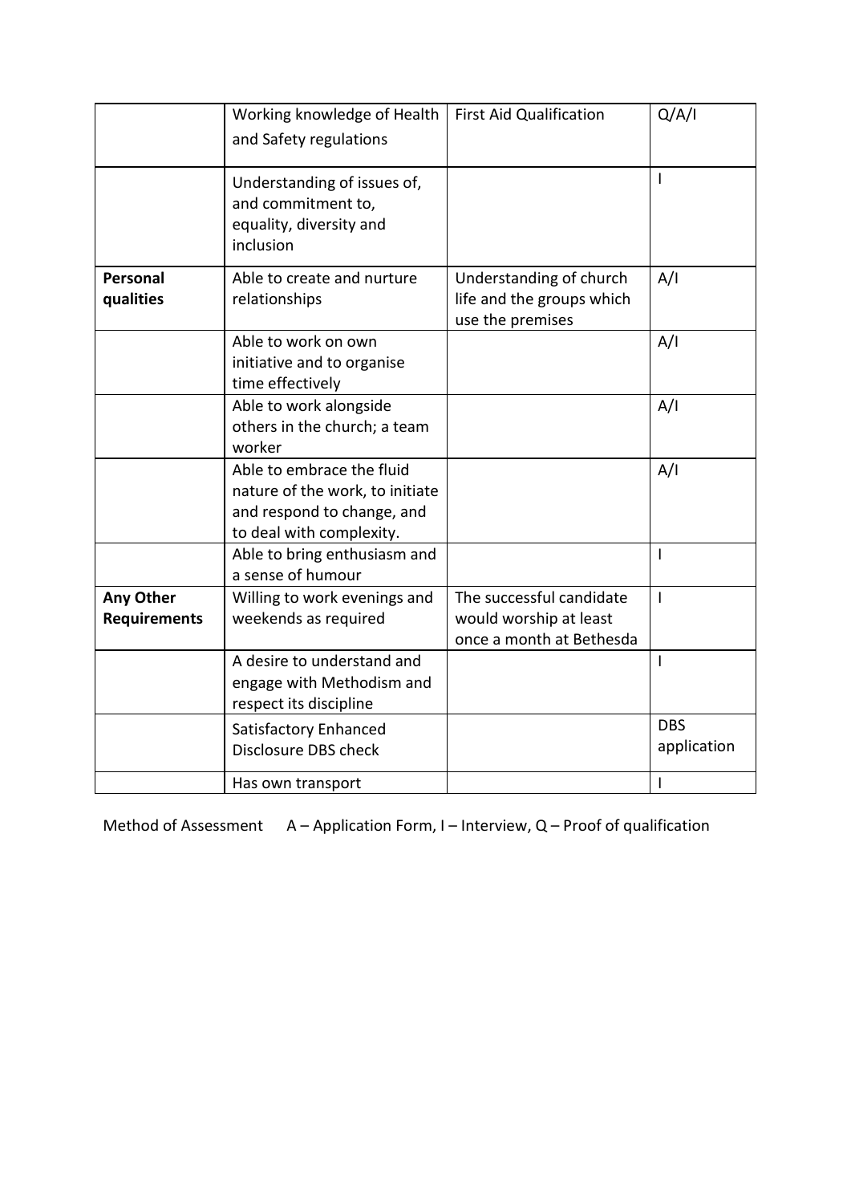| | | | |
|---|---|---|---|
| | Working knowledge of Health and Safety regulations | First Aid Qualification | Q/A/I |
| | Understanding of issues of, and commitment to, equality, diversity and inclusion | | I |
| **Personal qualities** | Able to create and nurture relationships | Understanding of church life and the groups which use the premises | A/I |
| | Able to work on own initiative and to organise time effectively | | A/I |
| | Able to work alongside others in the church; a team worker | | A/I |
| | Able to embrace the fluid nature of the work, to initiate and respond to change, and to deal with complexity. | | A/I |
| | Able to bring enthusiasm and a sense of humour | | I |
| **Any Other Requirements** | Willing to work evenings and weekends as required | The successful candidate would worship at least once a month at Bethesda | I |
| | A desire to understand and engage with Methodism and respect its discipline | | I |
| | Satisfactory Enhanced Disclosure DBS check | | DBS application |
| | Has own transport | | I |

Method of Assessment A – Application Form, I – Interview, Q – Proof of qualification